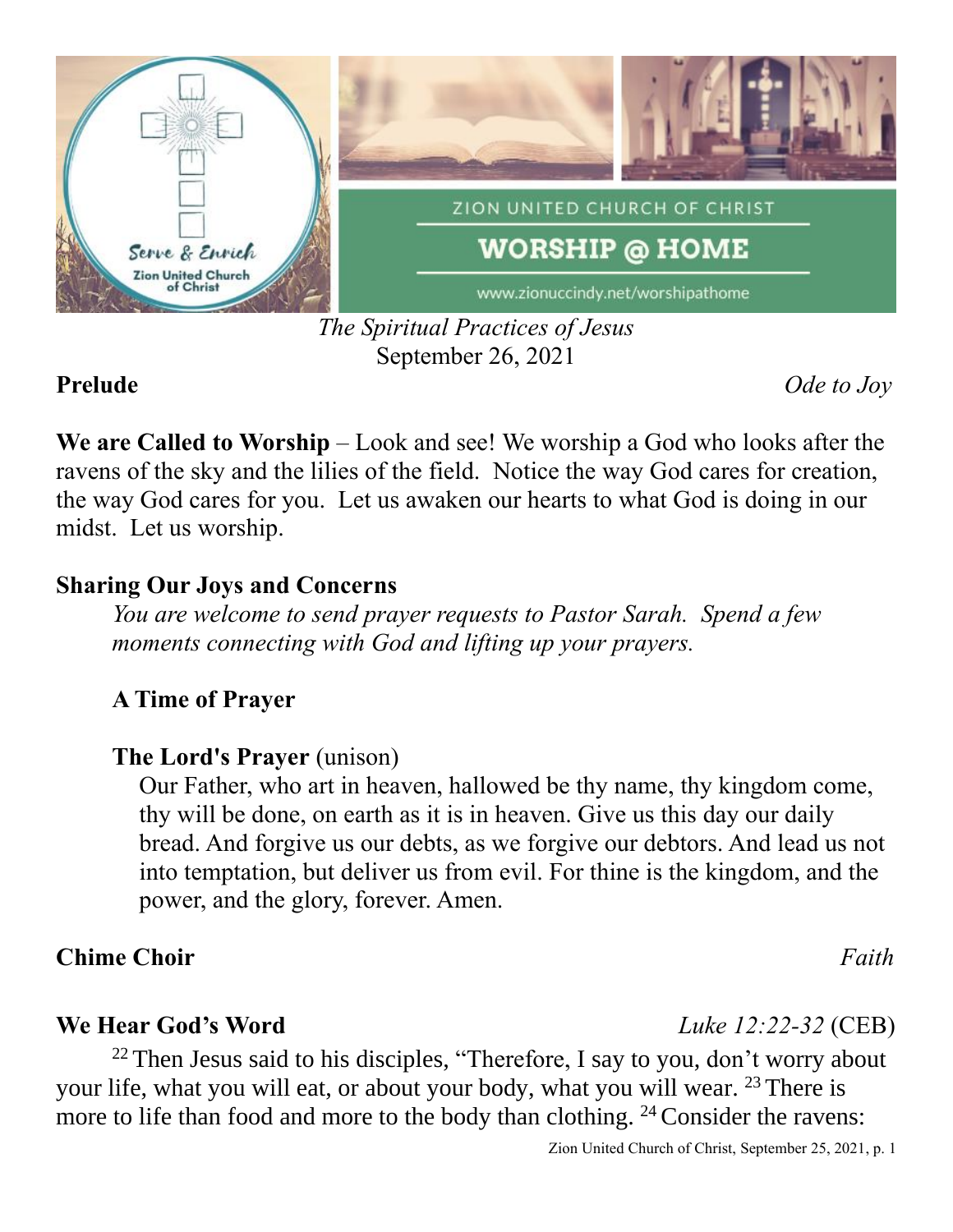*The Spiritual Practices of Jesus*
September 26, 2021

**Prelude** *Ode to Joy*

**We are Called to Worship** – Look and see! We worship a God who looks after the ravens of the sky and the lilies of the field. Notice the way God cares for creation, the way God cares for you. Let us awaken our hearts to what God is doing in our midst. Let us worship.

**Sharing Our Joys and Concerns**

*You are welcome to send prayer requests to Pastor Sarah. Spend a few moments connecting with God and lifting up your prayers.*

**A Time of Prayer**

**The Lord's Prayer** (unison)

Our Father, who art in heaven, hallowed be thy name, thy kingdom come, thy will be done, on earth as it is in heaven. Give us this day our daily bread. And forgive us our debts, as we forgive our debtors. And lead us not into temptation, but deliver us from evil. For thine is the kingdom, and the power, and the glory, forever. Amen.

**Chime Choir** *Faith*

**We Hear God's Word** *Luke 12:22-32* (CEB)

[22] Then Jesus said to his disciples, "Therefore, I say to you, don't worry about your life, what you will eat, or about your body, what you will wear. [23] There is more to life than food and more to the body than clothing. [24] Consider the ravens: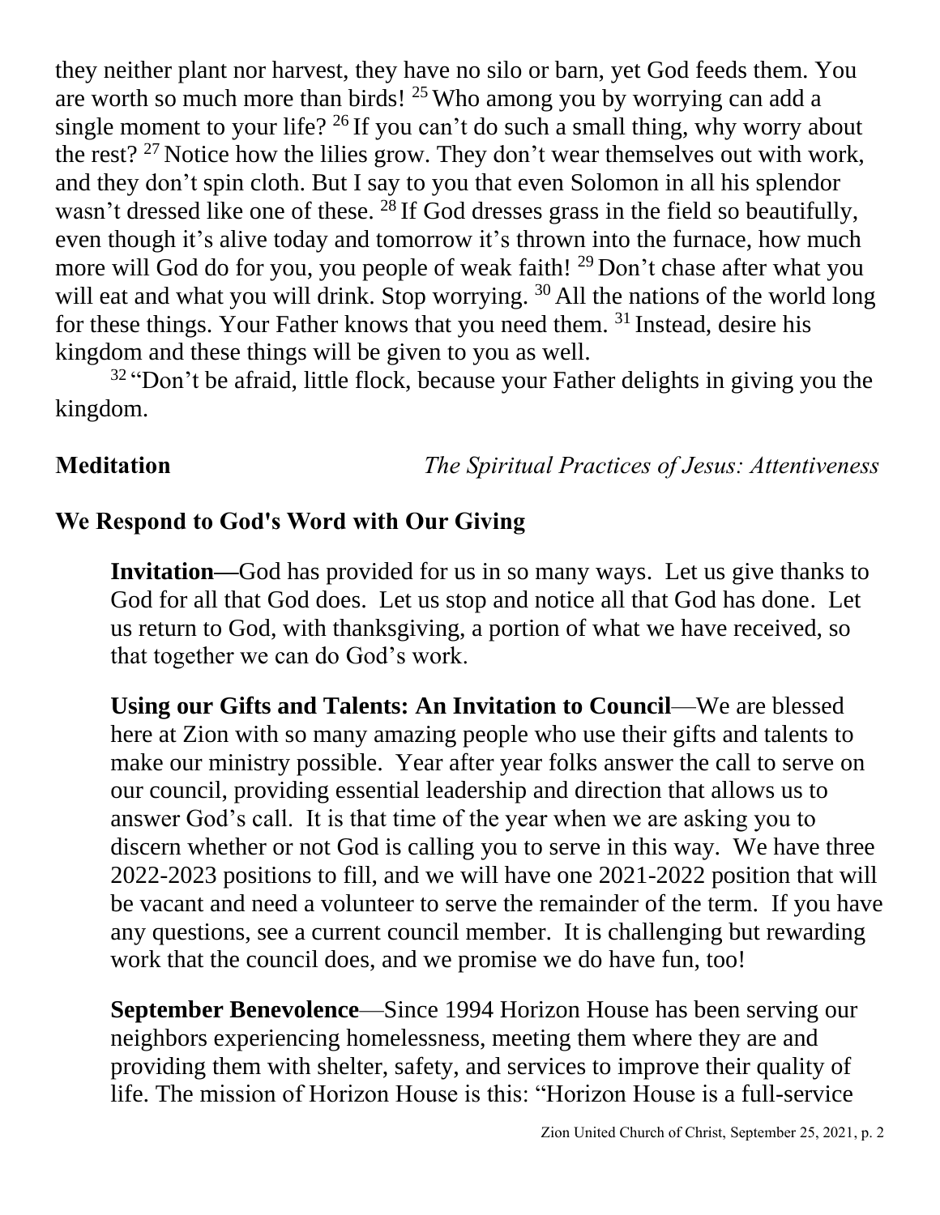they neither plant nor harvest, they have no silo or barn, yet God feeds them. You are worth so much more than birds! [25] Who among you by worrying can add a single moment to your life? [26] If you can't do such a small thing, why worry about the rest? [27] Notice how the lilies grow. They don't wear themselves out with work, and they don't spin cloth. But I say to you that even Solomon in all his splendor wasn't dressed like one of these. [28] If God dresses grass in the field so beautifully, even though it's alive today and tomorrow it's thrown into the furnace, how much more will God do for you, you people of weak faith! [29] Don't chase after what you will eat and what you will drink. Stop worrying. [30] All the nations of the world long for these things. Your Father knows that you need them. [31] Instead, desire his kingdom and these things will be given to you as well.

[32] "Don't be afraid, little flock, because your Father delights in giving you the kingdom.

**Meditation** *The Spiritual Practices of Jesus: Attentiveness*

## We Respond to God's Word with Our Giving

**Invitation—**God has provided for us in so many ways. Let us give thanks to God for all that God does. Let us stop and notice all that God has done. Let us return to God, with thanksgiving, a portion of what we have received, so that together we can do God's work.

**Using our Gifts and Talents: An Invitation to Council**—We are blessed here at Zion with so many amazing people who use their gifts and talents to make our ministry possible. Year after year folks answer the call to serve on our council, providing essential leadership and direction that allows us to answer God's call. It is that time of the year when we are asking you to discern whether or not God is calling you to serve in this way. We have three 2022-2023 positions to fill, and we will have one 2021-2022 position that will be vacant and need a volunteer to serve the remainder of the term. If you have any questions, see a current council member. It is challenging but rewarding work that the council does, and we promise we do have fun, too!

**September Benevolence**—Since 1994 Horizon House has been serving our neighbors experiencing homelessness, meeting them where they are and providing them with shelter, safety, and services to improve their quality of life. The mission of Horizon House is this: "Horizon House is a full-service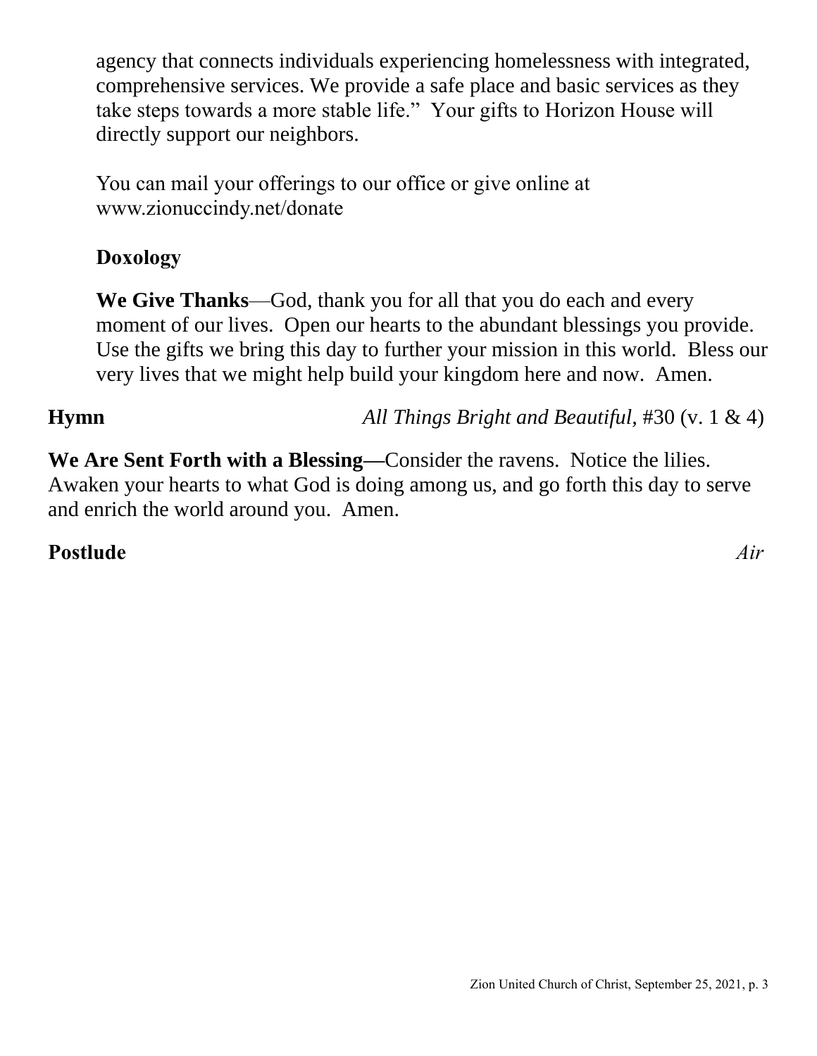agency that connects individuals experiencing homelessness with integrated, comprehensive services. We provide a safe place and basic services as they take steps towards a more stable life." Your gifts to Horizon House will directly support our neighbors.

You can mail your offerings to our office or give online at www.zionuccindy.net/donate

**Doxology**

**We Give Thanks**—God, thank you for all that you do each and every moment of our lives. Open our hearts to the abundant blessings you provide. Use the gifts we bring this day to further your mission in this world. Bless our very lives that we might help build your kingdom here and now. Amen.

**Hymn** *All Things Bright and Beautiful,* #30 (v. 1 & 4)

**We Are Sent Forth with a Blessing—**Consider the ravens. Notice the lilies. Awaken your hearts to what God is doing among us, and go forth this day to serve and enrich the world around you. Amen.

**Postlude** *Air*